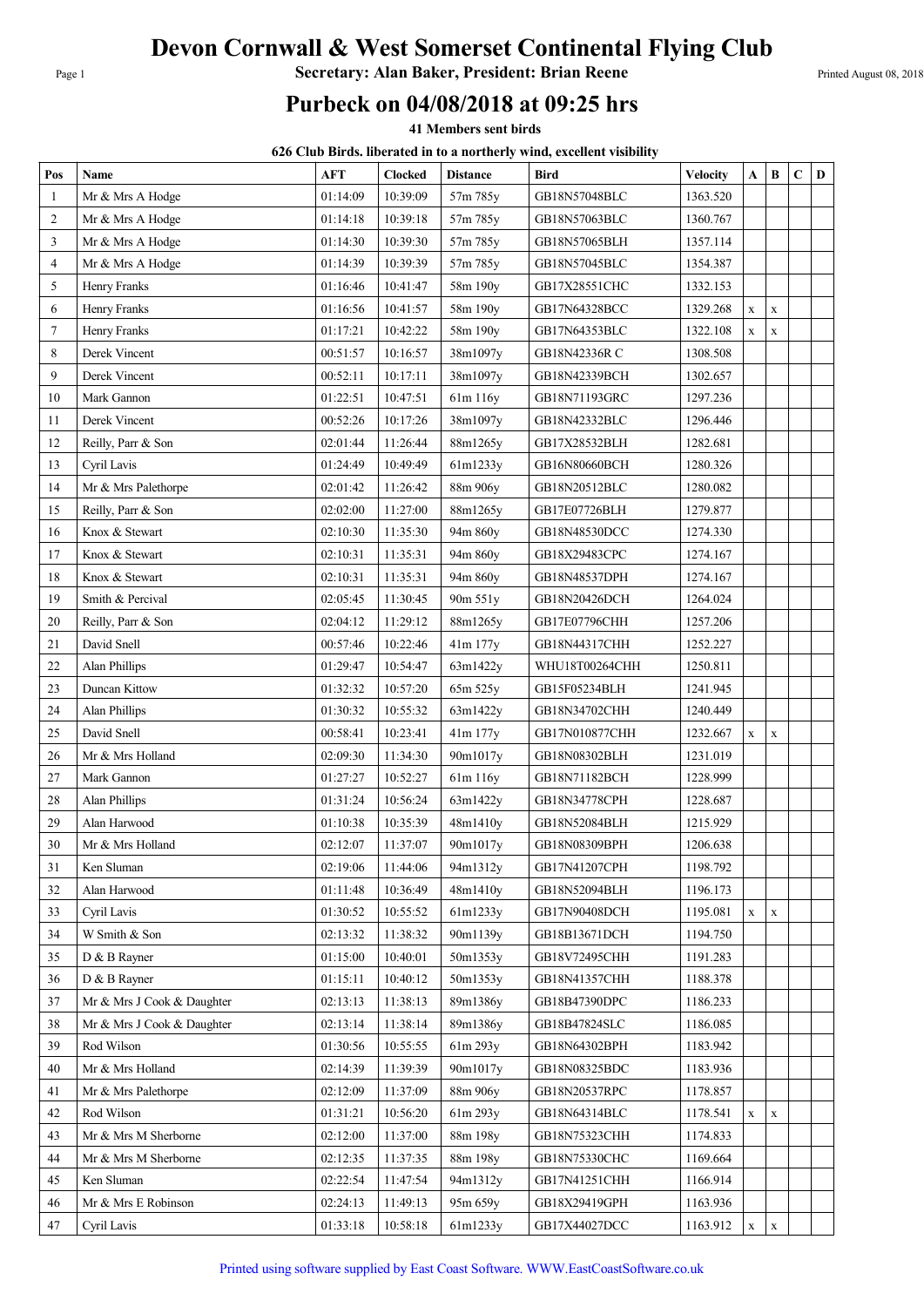# Devon Cornwall & West Somerset Continental Flying Club

**Secretary: Alan Baker, President: Brian Reene**

## Purbeck on 04/08/2018 at 09:25 hrs

**41 Members sent birds**

**626 Club Birds. liberated in to a northerly wind, excellent visibility**

| Pos | Name | AFT | Clocked | Distance | Bird | Velocity | A | B | C | D |
|---|---|---|---|---|---|---|---|---|---|---|
| 1 | Mr & Mrs A Hodge | 01:14:09 | 10:39:09 | 57m 785y | GB18N57048BLC | 1363.520 | | | | |
| 2 | Mr & Mrs A Hodge | 01:14:18 | 10:39:18 | 57m 785y | GB18N57063BLC | 1360.767 | | | | |
| 3 | Mr & Mrs A Hodge | 01:14:30 | 10:39:30 | 57m 785y | GB18N57065BLH | 1357.114 | | | | |
| 4 | Mr & Mrs A Hodge | 01:14:39 | 10:39:39 | 57m 785y | GB18N57045BLC | 1354.387 | | | | |
| 5 | Henry Franks | 01:16:46 | 10:41:47 | 58m 190y | GB17X28551CHC | 1332.153 | | | | |
| 6 | Henry Franks | 01:16:56 | 10:41:57 | 58m 190y | GB17N64328BCC | 1329.268 | x | x | | |
| 7 | Henry Franks | 01:17:21 | 10:42:22 | 58m 190y | GB17N64353BLC | 1322.108 | x | x | | |
| 8 | Derek Vincent | 00:51:57 | 10:16:57 | 38m1097y | GB18N42336R C | 1308.508 | | | | |
| 9 | Derek Vincent | 00:52:11 | 10:17:11 | 38m1097y | GB18N42339BCH | 1302.657 | | | | |
| 10 | Mark Gannon | 01:22:51 | 10:47:51 | 61m 116y | GB18N71193GRC | 1297.236 | | | | |
| 11 | Derek Vincent | 00:52:26 | 10:17:26 | 38m1097y | GB18N42332BLC | 1296.446 | | | | |
| 12 | Reilly, Parr & Son | 02:01:44 | 11:26:44 | 88m1265y | GB17X28532BLH | 1282.681 | | | | |
| 13 | Cyril Lavis | 01:24:49 | 10:49:49 | 61m1233y | GB16N80660BCH | 1280.326 | | | | |
| 14 | Mr & Mrs Palethorpe | 02:01:42 | 11:26:42 | 88m 906y | GB18N20512BLC | 1280.082 | | | | |
| 15 | Reilly, Parr & Son | 02:02:00 | 11:27:00 | 88m1265y | GB17E07726BLH | 1279.877 | | | | |
| 16 | Knox & Stewart | 02:10:30 | 11:35:30 | 94m 860y | GB18N48530DCC | 1274.330 | | | | |
| 17 | Knox & Stewart | 02:10:31 | 11:35:31 | 94m 860y | GB18X29483CPC | 1274.167 | | | | |
| 18 | Knox & Stewart | 02:10:31 | 11:35:31 | 94m 860y | GB18N48537DPH | 1274.167 | | | | |
| 19 | Smith & Percival | 02:05:45 | 11:30:45 | 90m 551y | GB18N20426DCH | 1264.024 | | | | |
| 20 | Reilly, Parr & Son | 02:04:12 | 11:29:12 | 88m1265y | GB17E07796CHH | 1257.206 | | | | |
| 21 | David Snell | 00:57:46 | 10:22:46 | 41m 177y | GB18N44317CHH | 1252.227 | | | | |
| 22 | Alan Phillips | 01:29:47 | 10:54:47 | 63m1422y | WHU18T00264CHH | 1250.811 | | | | |
| 23 | Duncan Kittow | 01:32:32 | 10:57:20 | 65m 525y | GB15F05234BLH | 1241.945 | | | | |
| 24 | Alan Phillips | 01:30:32 | 10:55:32 | 63m1422y | GB18N34702CHH | 1240.449 | | | | |
| 25 | David Snell | 00:58:41 | 10:23:41 | 41m 177y | GB17N010877CHH | 1232.667 | x | x | | |
| 26 | Mr & Mrs Holland | 02:09:30 | 11:34:30 | 90m1017y | GB18N08302BLH | 1231.019 | | | | |
| 27 | Mark Gannon | 01:27:27 | 10:52:27 | 61m 116y | GB18N71182BCH | 1228.999 | | | | |
| 28 | Alan Phillips | 01:31:24 | 10:56:24 | 63m1422y | GB18N34778CPH | 1228.687 | | | | |
| 29 | Alan Harwood | 01:10:38 | 10:35:39 | 48m1410y | GB18N52084BLH | 1215.929 | | | | |
| 30 | Mr & Mrs Holland | 02:12:07 | 11:37:07 | 90m1017y | GB18N08309BPH | 1206.638 | | | | |
| 31 | Ken Sluman | 02:19:06 | 11:44:06 | 94m1312y | GB17N41207CPH | 1198.792 | | | | |
| 32 | Alan Harwood | 01:11:48 | 10:36:49 | 48m1410y | GB18N52094BLH | 1196.173 | | | | |
| 33 | Cyril Lavis | 01:30:52 | 10:55:52 | 61m1233y | GB17N90408DCH | 1195.081 | x | x | | |
| 34 | W Smith & Son | 02:13:32 | 11:38:32 | 90m1139y | GB18B13671DCH | 1194.750 | | | | |
| 35 | D & B Rayner | 01:15:00 | 10:40:01 | 50m1353y | GB18V72495CHH | 1191.283 | | | | |
| 36 | D & B Rayner | 01:15:11 | 10:40:12 | 50m1353y | GB18N41357CHH | 1188.378 | | | | |
| 37 | Mr & Mrs J Cook & Daughter | 02:13:13 | 11:38:13 | 89m1386y | GB18B47390DPC | 1186.233 | | | | |
| 38 | Mr & Mrs J Cook & Daughter | 02:13:14 | 11:38:14 | 89m1386y | GB18B47824SLC | 1186.085 | | | | |
| 39 | Rod Wilson | 01:30:56 | 10:55:55 | 61m 293y | GB18N64302BPH | 1183.942 | | | | |
| 40 | Mr & Mrs Holland | 02:14:39 | 11:39:39 | 90m1017y | GB18N08325BDC | 1183.936 | | | | |
| 41 | Mr & Mrs Palethorpe | 02:12:09 | 11:37:09 | 88m 906y | GB18N20537RPC | 1178.857 | | | | |
| 42 | Rod Wilson | 01:31:21 | 10:56:20 | 61m 293y | GB18N64314BLC | 1178.541 | x | x | | |
| 43 | Mr & Mrs M Sherborne | 02:12:00 | 11:37:00 | 88m 198y | GB18N75323CHH | 1174.833 | | | | |
| 44 | Mr & Mrs M Sherborne | 02:12:35 | 11:37:35 | 88m 198y | GB18N75330CHC | 1169.664 | | | | |
| 45 | Ken Sluman | 02:22:54 | 11:47:54 | 94m1312y | GB17N41251CHH | 1166.914 | | | | |
| 46 | Mr & Mrs E Robinson | 02:24:13 | 11:49:13 | 95m 659y | GB18X29419GPH | 1163.936 | | | | |
| 47 | Cyril Lavis | 01:33:18 | 10:58:18 | 61m1233y | GB17X44027DCC | 1163.912 | x | x | | |

Printed using software supplied by East Coast Software. WWW.EastCoastSoftware.co.uk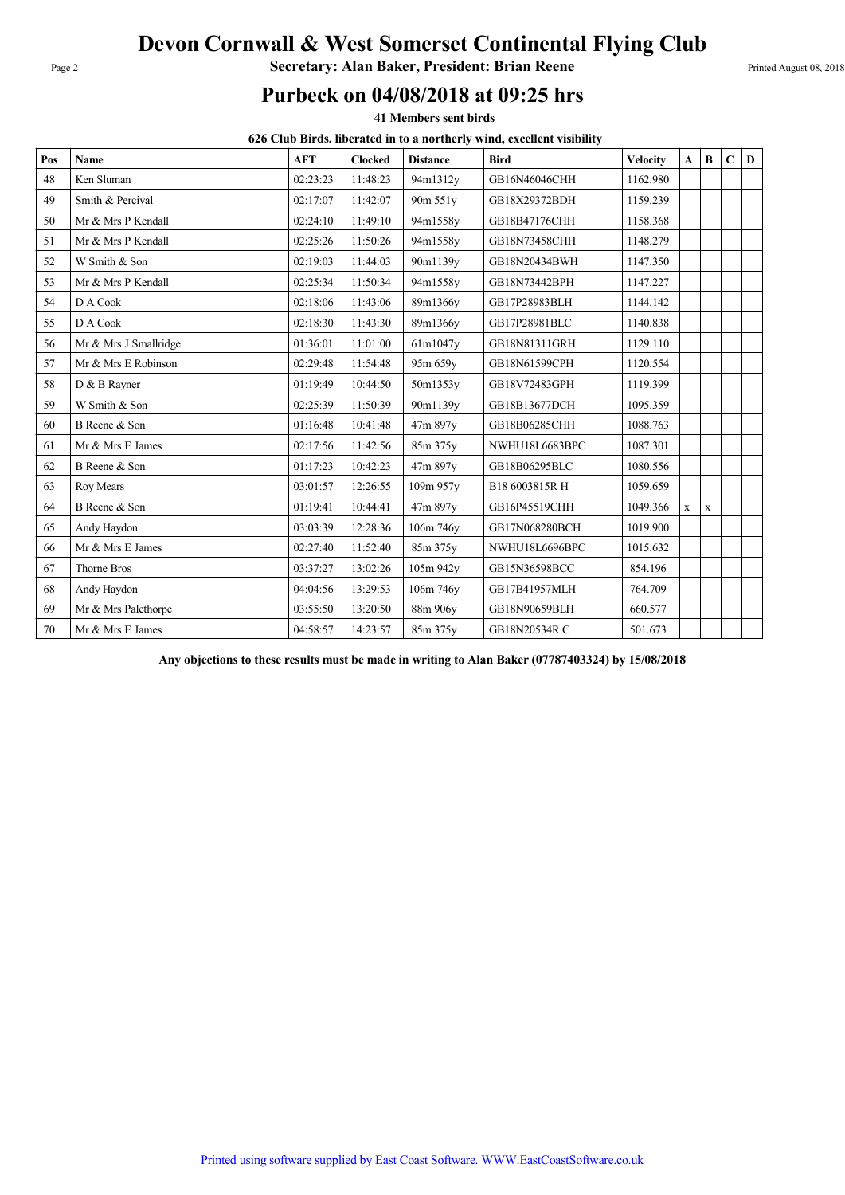# Devon Cornwall & West Somerset Continental Flying Club

**Secretary: Alan Baker, President: Brian Reene**

## Purbeck on 04/08/2018 at 09:25 hrs

**41 Members sent birds**

**626 Club Birds. liberated in to a northerly wind, excellent visibility**

| Pos | Name | AFT | Clocked | Distance | Bird | Velocity | A | B | C | D |
|---|---|---|---|---|---|---|---|---|---|---|
| 48 | Ken Sluman | 02:23:23 | 11:48:23 | 94m1312y | GB16N46046CHH | 1162.980 | | | | |
| 49 | Smith & Percival | 02:17:07 | 11:42:07 | 90m 551y | GB18X29372BDH | 1159.239 | | | | |
| 50 | Mr & Mrs P Kendall | 02:24:10 | 11:49:10 | 94m1558y | GB18B47176CHH | 1158.368 | | | | |
| 51 | Mr & Mrs P Kendall | 02:25:26 | 11:50:26 | 94m1558y | GB18N73458CHH | 1148.279 | | | | |
| 52 | W Smith & Son | 02:19:03 | 11:44:03 | 90m1139y | GB18N20434BWH | 1147.350 | | | | |
| 53 | Mr & Mrs P Kendall | 02:25:34 | 11:50:34 | 94m1558y | GB18N73442BPH | 1147.227 | | | | |
| 54 | D A Cook | 02:18:06 | 11:43:06 | 89m1366y | GB17P28983BLH | 1144.142 | | | | |
| 55 | D A Cook | 02:18:30 | 11:43:30 | 89m1366y | GB17P28981BLC | 1140.838 | | | | |
| 56 | Mr & Mrs J Smallridge | 01:36:01 | 11:01:00 | 61m1047y | GB18N81311GRH | 1129.110 | | | | |
| 57 | Mr & Mrs E Robinson | 02:29:48 | 11:54:48 | 95m 659y | GB18N61599CPH | 1120.554 | | | | |
| 58 | D & B Rayner | 01:19:49 | 10:44:50 | 50m1353y | GB18V72483GPH | 1119.399 | | | | |
| 59 | W Smith & Son | 02:25:39 | 11:50:39 | 90m1139y | GB18B13677DCH | 1095.359 | | | | |
| 60 | B Reene & Son | 01:16:48 | 10:41:48 | 47m 897y | GB18B06285CHH | 1088.763 | | | | |
| 61 | Mr & Mrs E James | 02:17:56 | 11:42:56 | 85m 375y | NWHU18L6683BPC | 1087.301 | | | | |
| 62 | B Reene & Son | 01:17:23 | 10:42:23 | 47m 897y | GB18B06295BLC | 1080.556 | | | | |
| 63 | Roy Mears | 03:01:57 | 12:26:55 | 109m 957y | B18 6003815R H | 1059.659 | | | | |
| 64 | B Reene & Son | 01:19:41 | 10:44:41 | 47m 897y | GB16P45519CHH | 1049.366 | x | x | | |
| 65 | Andy Haydon | 03:03:39 | 12:28:36 | 106m 746y | GB17N068280BCH | 1019.900 | | | | |
| 66 | Mr & Mrs E James | 02:27:40 | 11:52:40 | 85m 375y | NWHU18L6696BPC | 1015.632 | | | | |
| 67 | Thorne Bros | 03:37:27 | 13:02:26 | 105m 942y | GB15N36598BCC | 854.196 | | | | |
| 68 | Andy Haydon | 04:04:56 | 13:29:53 | 106m 746y | GB17B41957MLH | 764.709 | | | | |
| 69 | Mr & Mrs Palethorpe | 03:55:50 | 13:20:50 | 88m 906y | GB18N90659BLH | 660.577 | | | | |
| 70 | Mr & Mrs E James | 04:58:57 | 14:23:57 | 85m 375y | GB18N20534R C | 501.673 | | | | |

**Any objections to these results must be made in writing to Alan Baker (07787403324) by 15/08/2018**

Printed using software supplied by East Coast Software. WWW.EastCoastSoftware.co.uk